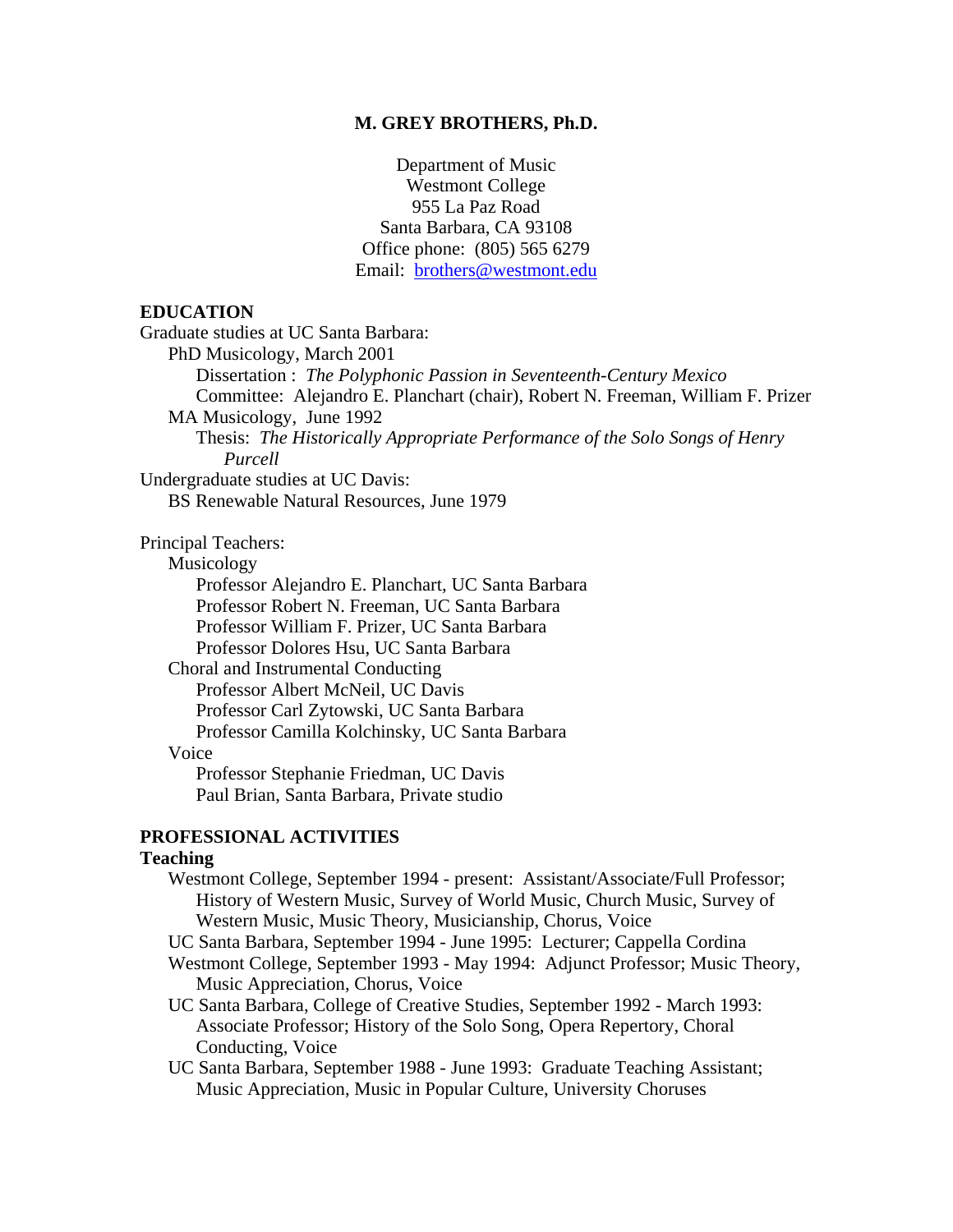# M. GREY BROTHERS, Ph.D.

Department of Music
Westmont College
955 La Paz Road
Santa Barbara, CA 93108
Office phone: (805) 565 6279
Email: brothers@westmont.edu

## EDUCATION

Graduate studies at UC Santa Barbara:

- PhD Musicology, March 2001
  - Dissertation : *The Polyphonic Passion in Seventeenth-Century Mexico*
  - Committee: Alejandro E. Planchart (chair), Robert N. Freeman, William F. Prizer
- MA Musicology, June 1992
  - Thesis: *The Historically Appropriate Performance of the Solo Songs of Henry Purcell*

Undergraduate studies at UC Davis:

- BS Renewable Natural Resources, June 1979

Principal Teachers:

- Musicology
  - Professor Alejandro E. Planchart, UC Santa Barbara
  - Professor Robert N. Freeman, UC Santa Barbara
  - Professor William F. Prizer, UC Santa Barbara
  - Professor Dolores Hsu, UC Santa Barbara
- Choral and Instrumental Conducting
  - Professor Albert McNeil, UC Davis
  - Professor Carl Zytowski, UC Santa Barbara
  - Professor Camilla Kolchinsky, UC Santa Barbara
- Voice
  - Professor Stephanie Friedman, UC Davis
  - Paul Brian, Santa Barbara, Private studio

## PROFESSIONAL ACTIVITIES

### Teaching

- Westmont College, September 1994 - present: Assistant/Associate/Full Professor; History of Western Music, Survey of World Music, Church Music, Survey of Western Music, Music Theory, Musicianship, Chorus, Voice
- UC Santa Barbara, September 1994 - June 1995: Lecturer; Cappella Cordina
- Westmont College, September 1993 - May 1994: Adjunct Professor; Music Theory, Music Appreciation, Chorus, Voice
- UC Santa Barbara, College of Creative Studies, September 1992 - March 1993: Associate Professor; History of the Solo Song, Opera Repertory, Choral Conducting, Voice
- UC Santa Barbara, September 1988 - June 1993: Graduate Teaching Assistant; Music Appreciation, Music in Popular Culture, University Choruses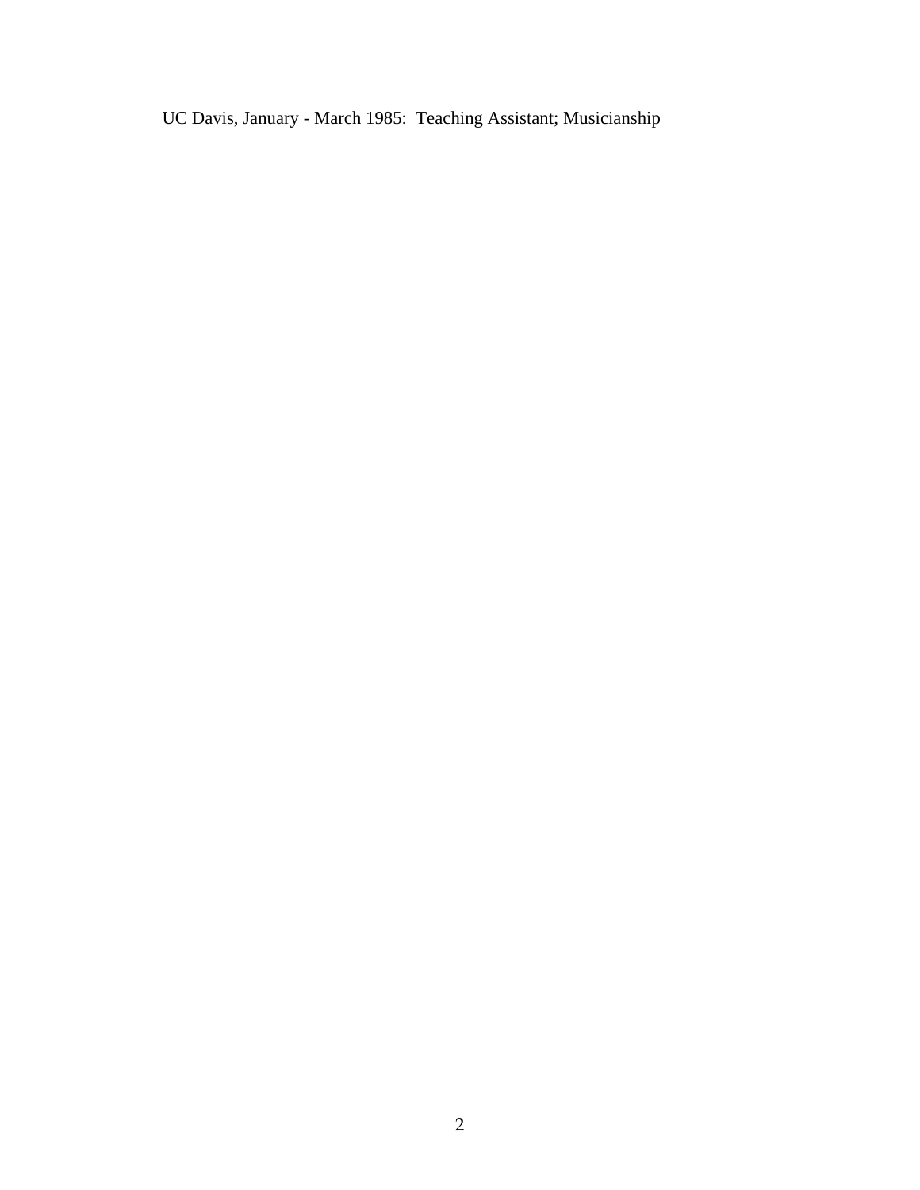UC Davis, January - March 1985: Teaching Assistant; Musicianship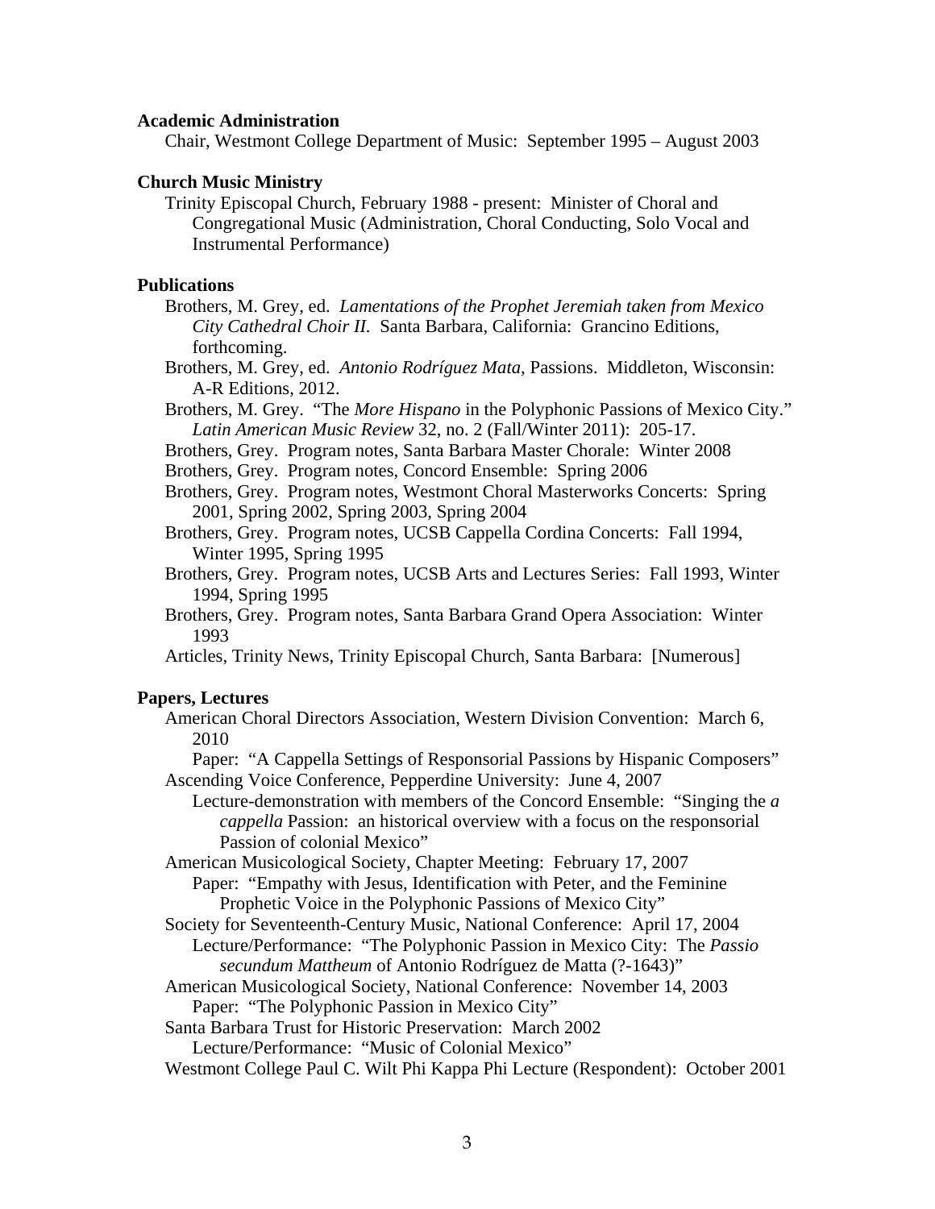**Academic Administration**

Chair, Westmont College Department of Music: September 1995 – August 2003

**Church Music Ministry**

Trinity Episcopal Church, February 1988 - present: Minister of Choral and Congregational Music (Administration, Choral Conducting, Solo Vocal and Instrumental Performance)

**Publications**

- Brothers, M. Grey, ed. *Lamentations of the Prophet Jeremiah taken from Mexico City Cathedral Choir II*. Santa Barbara, California: Grancino Editions, forthcoming.
- Brothers, M. Grey, ed. *Antonio Rodríguez Mata*, Passions. Middleton, Wisconsin: A-R Editions, 2012.
- Brothers, M. Grey. "The *More Hispano* in the Polyphonic Passions of Mexico City." *Latin American Music Review* 32, no. 2 (Fall/Winter 2011): 205-17.
- Brothers, Grey. Program notes, Santa Barbara Master Chorale: Winter 2008
- Brothers, Grey. Program notes, Concord Ensemble: Spring 2006
- Brothers, Grey. Program notes, Westmont Choral Masterworks Concerts: Spring 2001, Spring 2002, Spring 2003, Spring 2004
- Brothers, Grey. Program notes, UCSB Cappella Cordina Concerts: Fall 1994, Winter 1995, Spring 1995
- Brothers, Grey. Program notes, UCSB Arts and Lectures Series: Fall 1993, Winter 1994, Spring 1995
- Brothers, Grey. Program notes, Santa Barbara Grand Opera Association: Winter 1993
- Articles, Trinity News, Trinity Episcopal Church, Santa Barbara: [Numerous]

**Papers, Lectures**

- American Choral Directors Association, Western Division Convention: March 6, 2010
  - Paper: "A Cappella Settings of Responsorial Passions by Hispanic Composers"
- Ascending Voice Conference, Pepperdine University: June 4, 2007
  - Lecture-demonstration with members of the Concord Ensemble: "Singing the *a cappella* Passion: an historical overview with a focus on the responsorial Passion of colonial Mexico"
- American Musicological Society, Chapter Meeting: February 17, 2007
  - Paper: "Empathy with Jesus, Identification with Peter, and the Feminine Prophetic Voice in the Polyphonic Passions of Mexico City"
- Society for Seventeenth-Century Music, National Conference: April 17, 2004
  - Lecture/Performance: "The Polyphonic Passion in Mexico City: The *Passio secundum Mattheum* of Antonio Rodríguez de Matta (?-1643)"
- American Musicological Society, National Conference: November 14, 2003
  - Paper: "The Polyphonic Passion in Mexico City"
- Santa Barbara Trust for Historic Preservation: March 2002
  - Lecture/Performance: "Music of Colonial Mexico"
- Westmont College Paul C. Wilt Phi Kappa Phi Lecture (Respondent): October 2001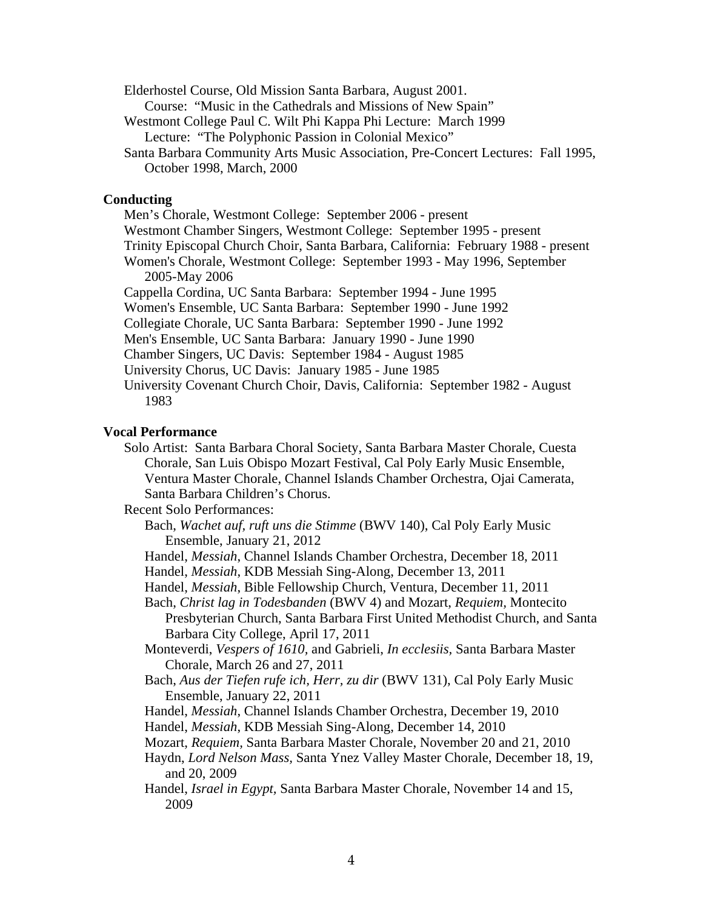Elderhostel Course, Old Mission Santa Barbara, August 2001.
  Course: "Music in the Cathedrals and Missions of New Spain"
Westmont College Paul C. Wilt Phi Kappa Phi Lecture: March 1999
  Lecture: "The Polyphonic Passion in Colonial Mexico"
Santa Barbara Community Arts Music Association, Pre-Concert Lectures: Fall 1995, October 1998, March, 2000

**Conducting**

Men's Chorale, Westmont College: September 2006 - present
Westmont Chamber Singers, Westmont College: September 1995 - present
Trinity Episcopal Church Choir, Santa Barbara, California: February 1988 - present
Women's Chorale, Westmont College: September 1993 - May 1996, September 2005-May 2006
Cappella Cordina, UC Santa Barbara: September 1994 - June 1995
Women's Ensemble, UC Santa Barbara: September 1990 - June 1992
Collegiate Chorale, UC Santa Barbara: September 1990 - June 1992
Men's Ensemble, UC Santa Barbara: January 1990 - June 1990
Chamber Singers, UC Davis: September 1984 - August 1985
University Chorus, UC Davis: January 1985 - June 1985
University Covenant Church Choir, Davis, California: September 1982 - August 1983

**Vocal Performance**

Solo Artist: Santa Barbara Choral Society, Santa Barbara Master Chorale, Cuesta Chorale, San Luis Obispo Mozart Festival, Cal Poly Early Music Ensemble, Ventura Master Chorale, Channel Islands Chamber Orchestra, Ojai Camerata, Santa Barbara Children's Chorus.

Recent Solo Performances:

- Bach, *Wachet auf, ruft uns die Stimme* (BWV 140), Cal Poly Early Music Ensemble, January 21, 2012
- Handel, *Messiah*, Channel Islands Chamber Orchestra, December 18, 2011
- Handel, *Messiah*, KDB Messiah Sing-Along, December 13, 2011
- Handel, *Messiah*, Bible Fellowship Church, Ventura, December 11, 2011
- Bach, *Christ lag in Todesbanden* (BWV 4) and Mozart, *Requiem,* Montecito Presbyterian Church, Santa Barbara First United Methodist Church, and Santa Barbara City College, April 17, 2011
- Monteverdi, *Vespers of 1610*, and Gabrieli, *In ecclesiis,* Santa Barbara Master Chorale, March 26 and 27, 2011
- Bach, *Aus der Tiefen rufe ich, Herr, zu dir* (BWV 131), Cal Poly Early Music Ensemble, January 22, 2011
- Handel, *Messiah*, Channel Islands Chamber Orchestra, December 19, 2010
- Handel, *Messiah*, KDB Messiah Sing-Along, December 14, 2010
- Mozart, *Requiem,* Santa Barbara Master Chorale, November 20 and 21, 2010
- Haydn, *Lord Nelson Mass,* Santa Ynez Valley Master Chorale, December 18, 19, and 20, 2009
- Handel, *Israel in Egypt,* Santa Barbara Master Chorale, November 14 and 15, 2009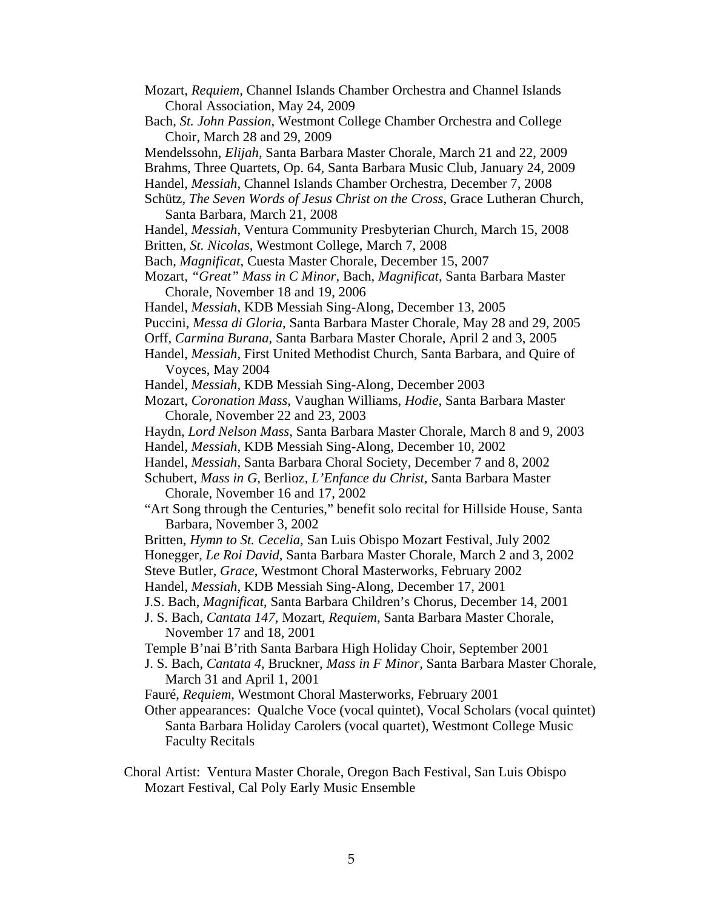Mozart, *Requiem*, Channel Islands Chamber Orchestra and Channel Islands Choral Association, May 24, 2009
Bach, *St. John Passion*, Westmont College Chamber Orchestra and College Choir, March 28 and 29, 2009
Mendelssohn, *Elijah*, Santa Barbara Master Chorale, March 21 and 22, 2009
Brahms, Three Quartets, Op. 64, Santa Barbara Music Club, January 24, 2009
Handel, *Messiah*, Channel Islands Chamber Orchestra, December 7, 2008
Schütz, *The Seven Words of Jesus Christ on the Cross*, Grace Lutheran Church, Santa Barbara, March 21, 2008
Handel, *Messiah*, Ventura Community Presbyterian Church, March 15, 2008
Britten, *St. Nicolas*, Westmont College, March 7, 2008
Bach, *Magnificat*, Cuesta Master Chorale, December 15, 2007
Mozart, *"Great" Mass in C Minor*, Bach, *Magnificat*, Santa Barbara Master Chorale, November 18 and 19, 2006
Handel, *Messiah*, KDB Messiah Sing-Along, December 13, 2005
Puccini, *Messa di Gloria*, Santa Barbara Master Chorale, May 28 and 29, 2005
Orff, *Carmina Burana*, Santa Barbara Master Chorale, April 2 and 3, 2005
Handel, *Messiah*, First United Methodist Church, Santa Barbara, and Quire of Voyces, May 2004
Handel, *Messiah*, KDB Messiah Sing-Along, December 2003
Mozart, *Coronation Mass*, Vaughan Williams, *Hodie*, Santa Barbara Master Chorale, November 22 and 23, 2003
Haydn, *Lord Nelson Mass*, Santa Barbara Master Chorale, March 8 and 9, 2003
Handel, *Messiah*, KDB Messiah Sing-Along, December 10, 2002
Handel, *Messiah*, Santa Barbara Choral Society, December 7 and 8, 2002
Schubert, *Mass in G*, Berlioz, *L'Enfance du Christ*, Santa Barbara Master Chorale, November 16 and 17, 2002
"Art Song through the Centuries," benefit solo recital for Hillside House, Santa Barbara, November 3, 2002
Britten, *Hymn to St. Cecelia*, San Luis Obispo Mozart Festival, July 2002
Honegger, *Le Roi David*, Santa Barbara Master Chorale, March 2 and 3, 2002
Steve Butler, *Grace*, Westmont Choral Masterworks, February 2002
Handel, *Messiah*, KDB Messiah Sing-Along, December 17, 2001
J.S. Bach, *Magnificat*, Santa Barbara Children's Chorus, December 14, 2001
J. S. Bach, *Cantata 147*, Mozart, *Requiem*, Santa Barbara Master Chorale, November 17 and 18, 2001
Temple B'nai B'rith Santa Barbara High Holiday Choir, September 2001
J. S. Bach, *Cantata 4*, Bruckner, *Mass in F Minor*, Santa Barbara Master Chorale, March 31 and April 1, 2001
Fauré, *Requiem*, Westmont Choral Masterworks, February 2001
Other appearances: Qualche Voce (vocal quintet), Vocal Scholars (vocal quintet) Santa Barbara Holiday Carolers (vocal quartet), Westmont College Music Faculty Recitals

Choral Artist: Ventura Master Chorale, Oregon Bach Festival, San Luis Obispo Mozart Festival, Cal Poly Early Music Ensemble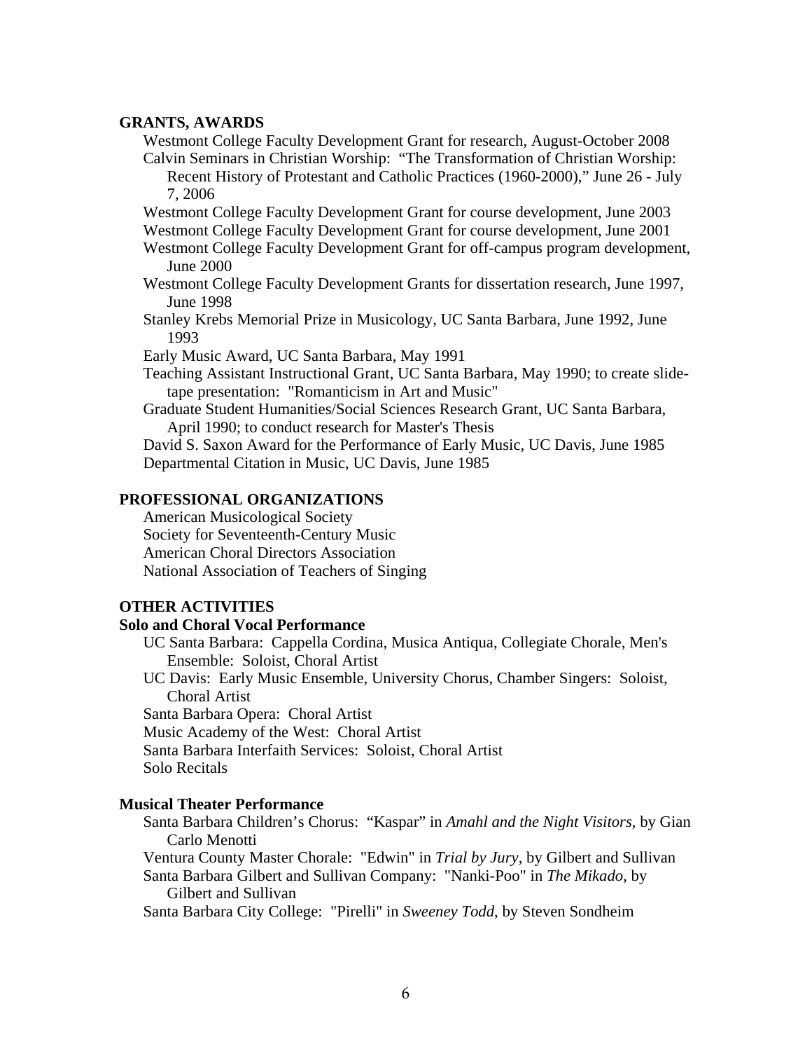## GRANTS, AWARDS

- Westmont College Faculty Development Grant for research, August-October 2008
- Calvin Seminars in Christian Worship: "The Transformation of Christian Worship: Recent History of Protestant and Catholic Practices (1960-2000)," June 26 - July 7, 2006
- Westmont College Faculty Development Grant for course development, June 2003
- Westmont College Faculty Development Grant for course development, June 2001
- Westmont College Faculty Development Grant for off-campus program development, June 2000
- Westmont College Faculty Development Grants for dissertation research, June 1997, June 1998
- Stanley Krebs Memorial Prize in Musicology, UC Santa Barbara, June 1992, June 1993
- Early Music Award, UC Santa Barbara, May 1991
- Teaching Assistant Instructional Grant, UC Santa Barbara, May 1990; to create slide-tape presentation: "Romanticism in Art and Music"
- Graduate Student Humanities/Social Sciences Research Grant, UC Santa Barbara, April 1990; to conduct research for Master's Thesis
- David S. Saxon Award for the Performance of Early Music, UC Davis, June 1985
- Departmental Citation in Music, UC Davis, June 1985

## PROFESSIONAL ORGANIZATIONS

- American Musicological Society
- Society for Seventeenth-Century Music
- American Choral Directors Association
- National Association of Teachers of Singing

## OTHER ACTIVITIES

### Solo and Choral Vocal Performance

- UC Santa Barbara: Cappella Cordina, Musica Antiqua, Collegiate Chorale, Men's Ensemble: Soloist, Choral Artist
- UC Davis: Early Music Ensemble, University Chorus, Chamber Singers: Soloist, Choral Artist
- Santa Barbara Opera: Choral Artist
- Music Academy of the West: Choral Artist
- Santa Barbara Interfaith Services: Soloist, Choral Artist
- Solo Recitals

### Musical Theater Performance

- Santa Barbara Children's Chorus: "Kaspar" in *Amahl and the Night Visitors,* by Gian Carlo Menotti
- Ventura County Master Chorale: "Edwin" in *Trial by Jury*, by Gilbert and Sullivan
- Santa Barbara Gilbert and Sullivan Company: "Nanki-Poo" in *The Mikado*, by Gilbert and Sullivan
- Santa Barbara City College: "Pirelli" in *Sweeney Todd*, by Steven Sondheim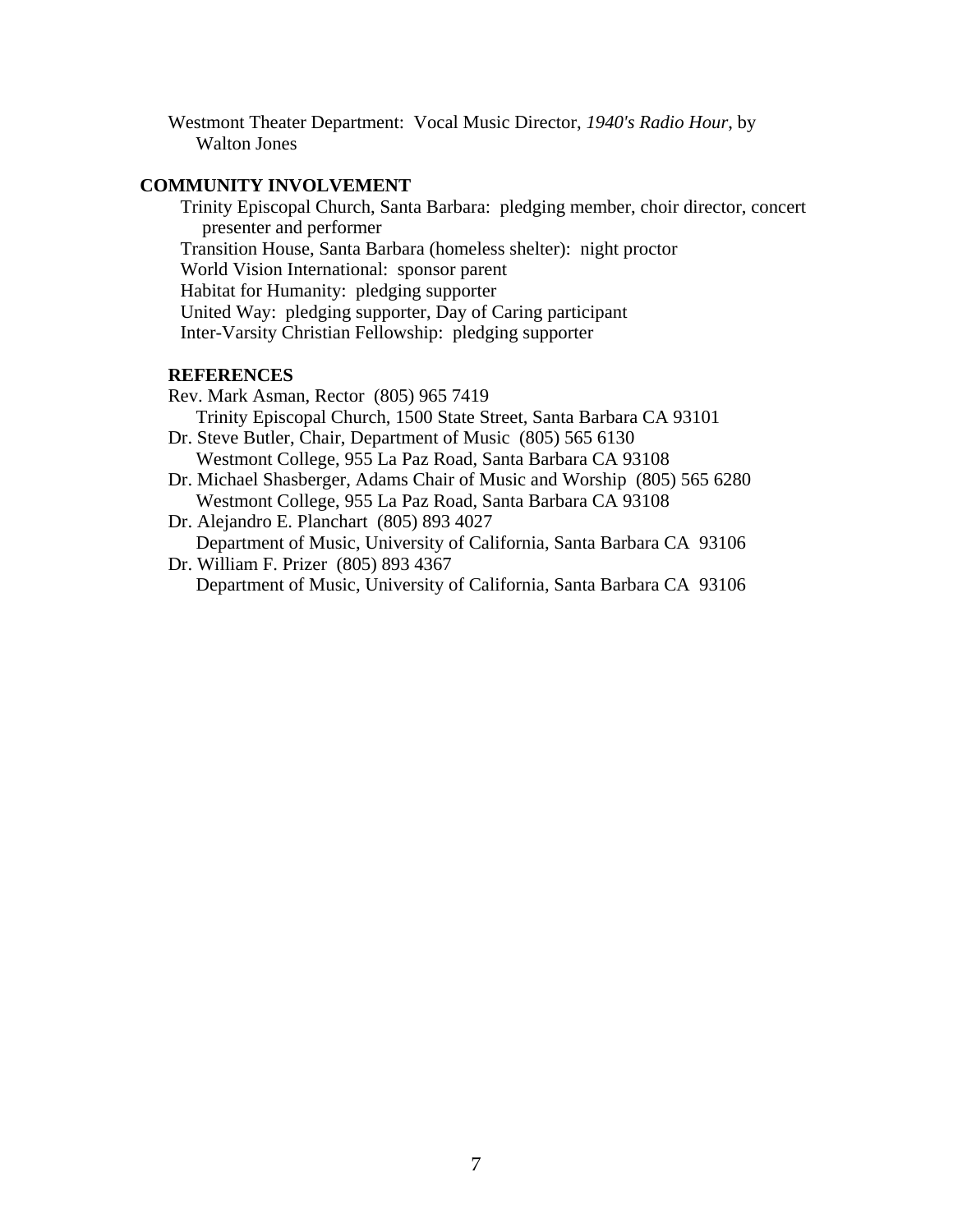Westmont Theater Department: Vocal Music Director, *1940's Radio Hour*, by Walton Jones

## COMMUNITY INVOLVEMENT

Trinity Episcopal Church, Santa Barbara: pledging member, choir director, concert presenter and performer

Transition House, Santa Barbara (homeless shelter): night proctor

World Vision International: sponsor parent

Habitat for Humanity: pledging supporter

United Way: pledging supporter, Day of Caring participant

Inter-Varsity Christian Fellowship: pledging supporter

## REFERENCES

Rev. Mark Asman, Rector (805) 965 7419
Trinity Episcopal Church, 1500 State Street, Santa Barbara CA 93101

Dr. Steve Butler, Chair, Department of Music (805) 565 6130
Westmont College, 955 La Paz Road, Santa Barbara CA 93108

Dr. Michael Shasberger, Adams Chair of Music and Worship (805) 565 6280
Westmont College, 955 La Paz Road, Santa Barbara CA 93108

Dr. Alejandro E. Planchart (805) 893 4027
Department of Music, University of California, Santa Barbara CA 93106

Dr. William F. Prizer (805) 893 4367
Department of Music, University of California, Santa Barbara CA 93106